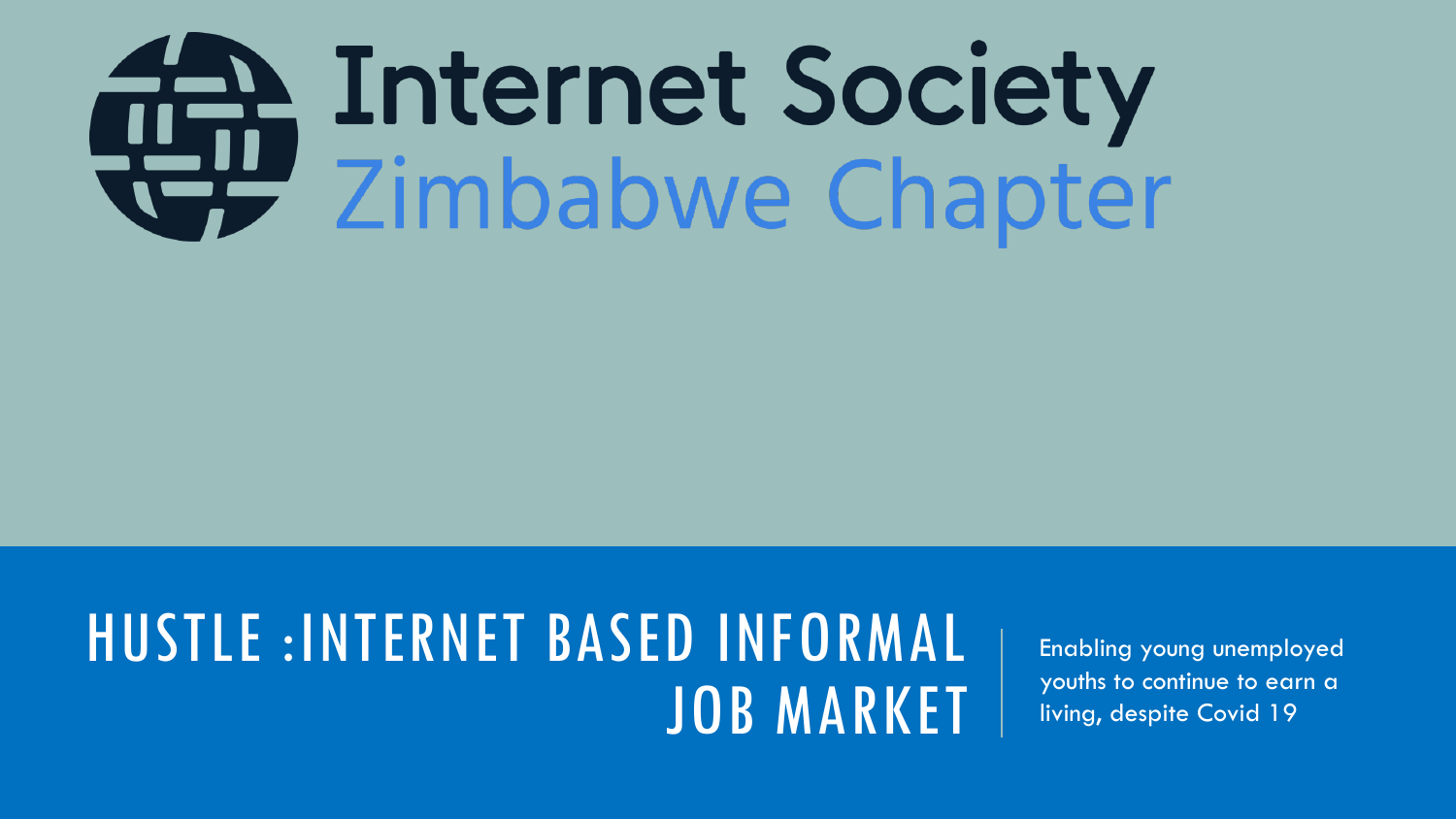# Internet Society

## Zimbabwe Chapter

# HUSTLE :INTERNET BASED INFORMAL JOB MARKET

Enabling young unemployed youths to continue to earn a living, despite Covid 19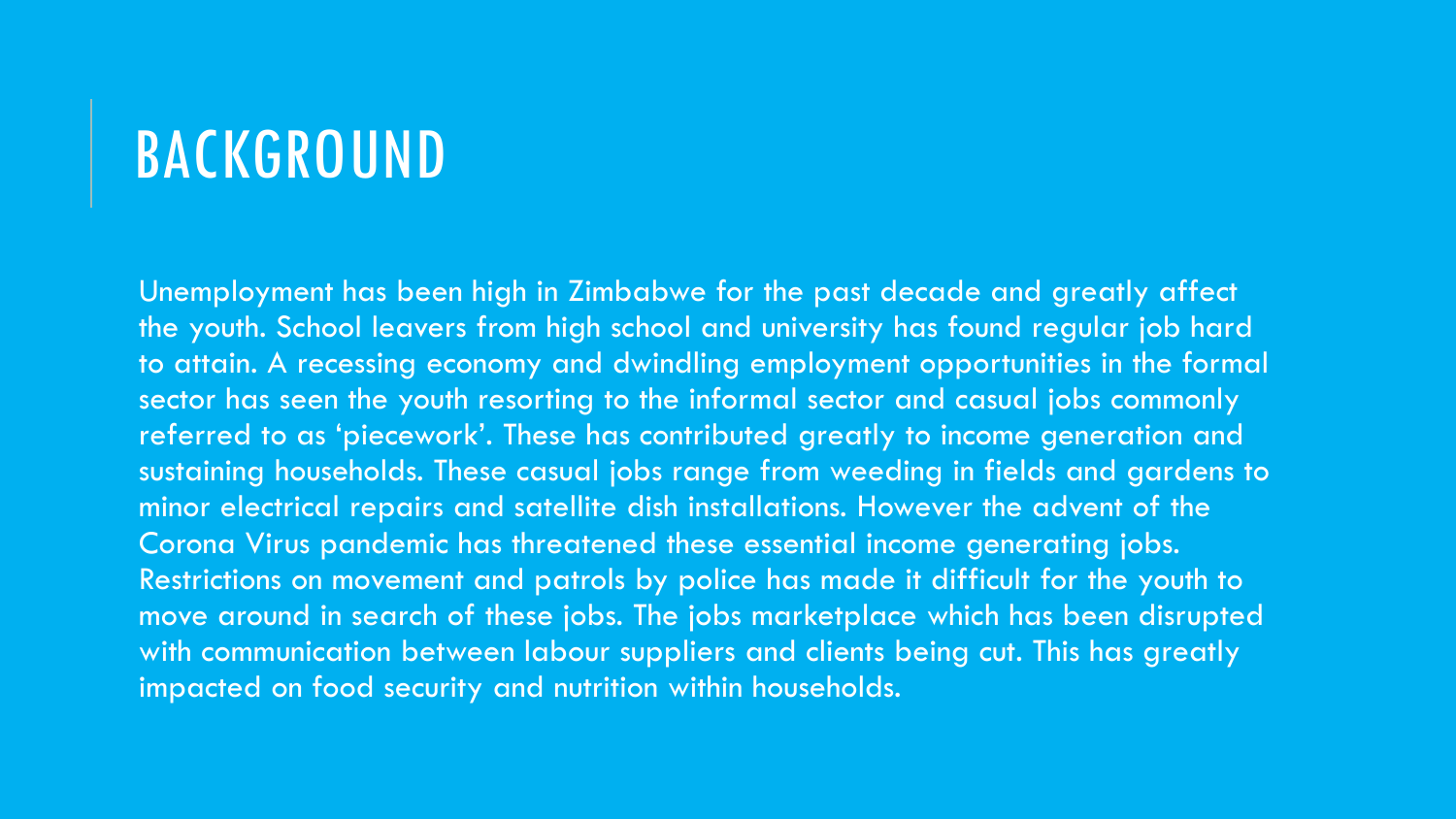# BACKGROUND

Unemployment has been high in Zimbabwe for the past decade and greatly affect the youth. School leavers from high school and university has found regular job hard to attain. A recessing economy and dwindling employment opportunities in the formal sector has seen the youth resorting to the informal sector and casual jobs commonly referred to as 'piecework'. These has contributed greatly to income generation and sustaining households. These casual jobs range from weeding in fields and gardens to minor electrical repairs and satellite dish installations. However the advent of the Corona Virus pandemic has threatened these essential income generating jobs. Restrictions on movement and patrols by police has made it difficult for the youth to move around in search of these jobs. The jobs marketplace which has been disrupted with communication between labour suppliers and clients being cut. This has greatly impacted on food security and nutrition within households.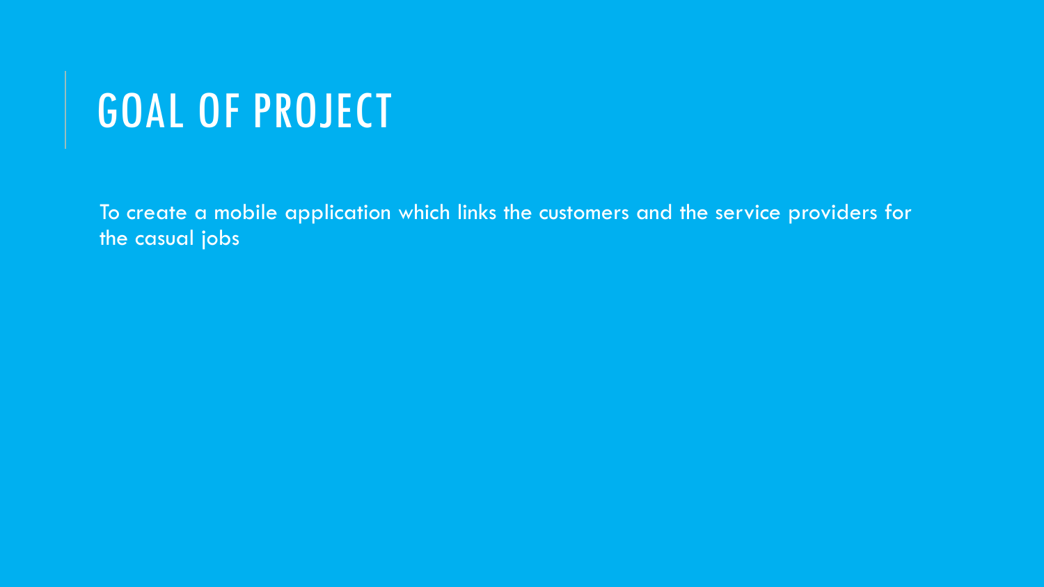# GOAL OF PROJECT

To create a mobile application which links the customers and the service providers for the casual jobs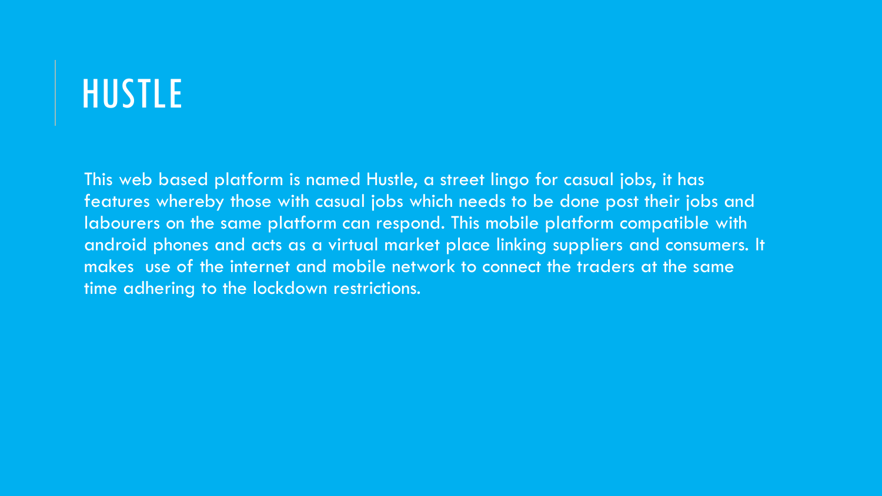# HUSTLE

This web based platform is named Hustle, a street lingo for casual jobs, it has features whereby those with casual jobs which needs to be done post their jobs and labourers on the same platform can respond. This mobile platform compatible with android phones and acts as a virtual market place linking suppliers and consumers. It makes use of the internet and mobile network to connect the traders at the same time adhering to the lockdown restrictions.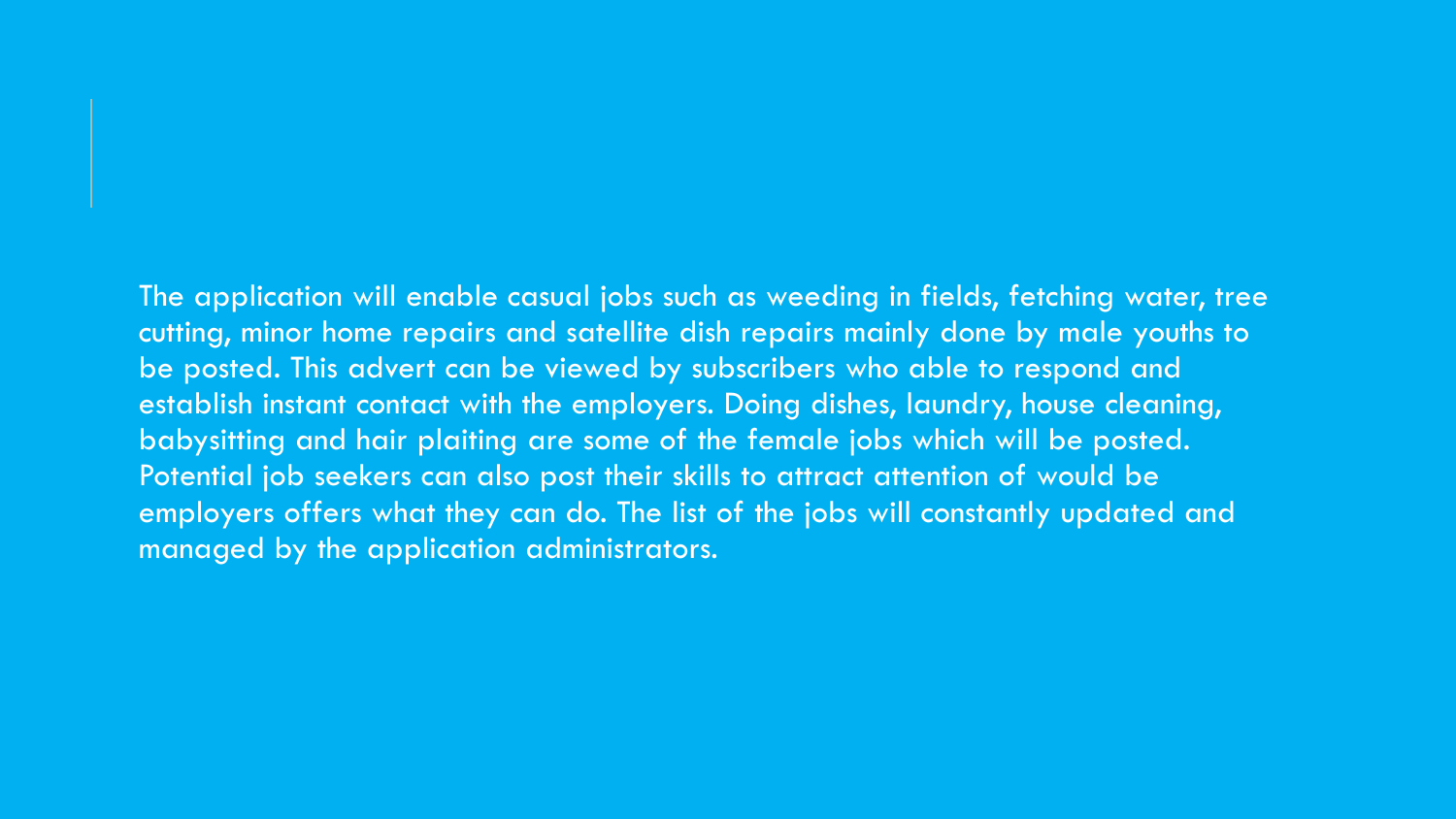The application will enable casual jobs such as weeding in fields, fetching water, tree cutting, minor home repairs and satellite dish repairs mainly done by male youths to be posted. This advert can be viewed by subscribers who able to respond and establish instant contact with the employers. Doing dishes, laundry, house cleaning, babysitting and hair plaiting are some of the female jobs which will be posted. Potential job seekers can also post their skills to attract attention of would be employers offers what they can do. The list of the jobs will constantly updated and managed by the application administrators.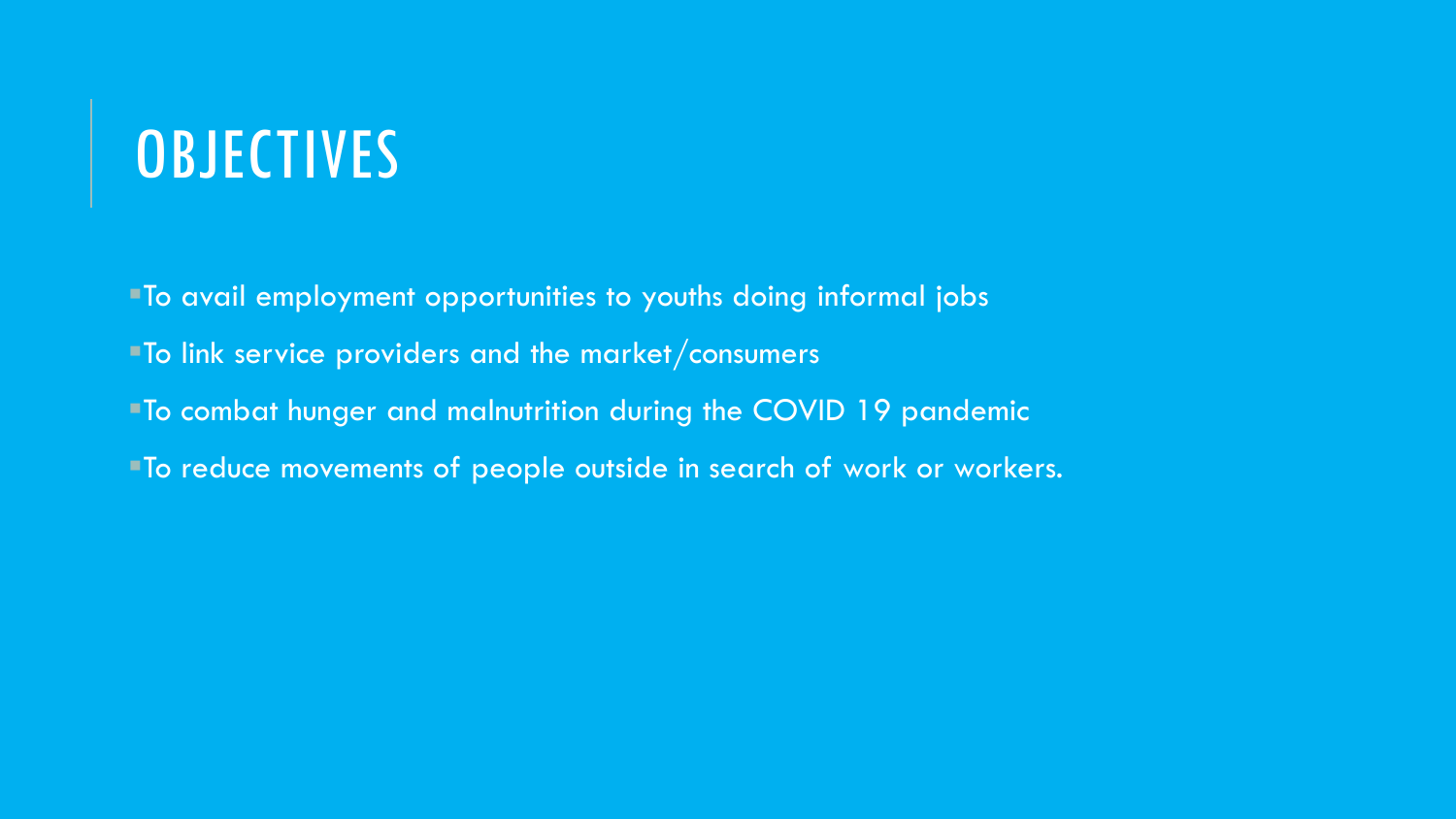# OBJECTIVES

- To avail employment opportunities to youths doing informal jobs
- To link service providers and the market/consumers
- To combat hunger and malnutrition during the COVID 19 pandemic
- To reduce movements of people outside in search of work or workers.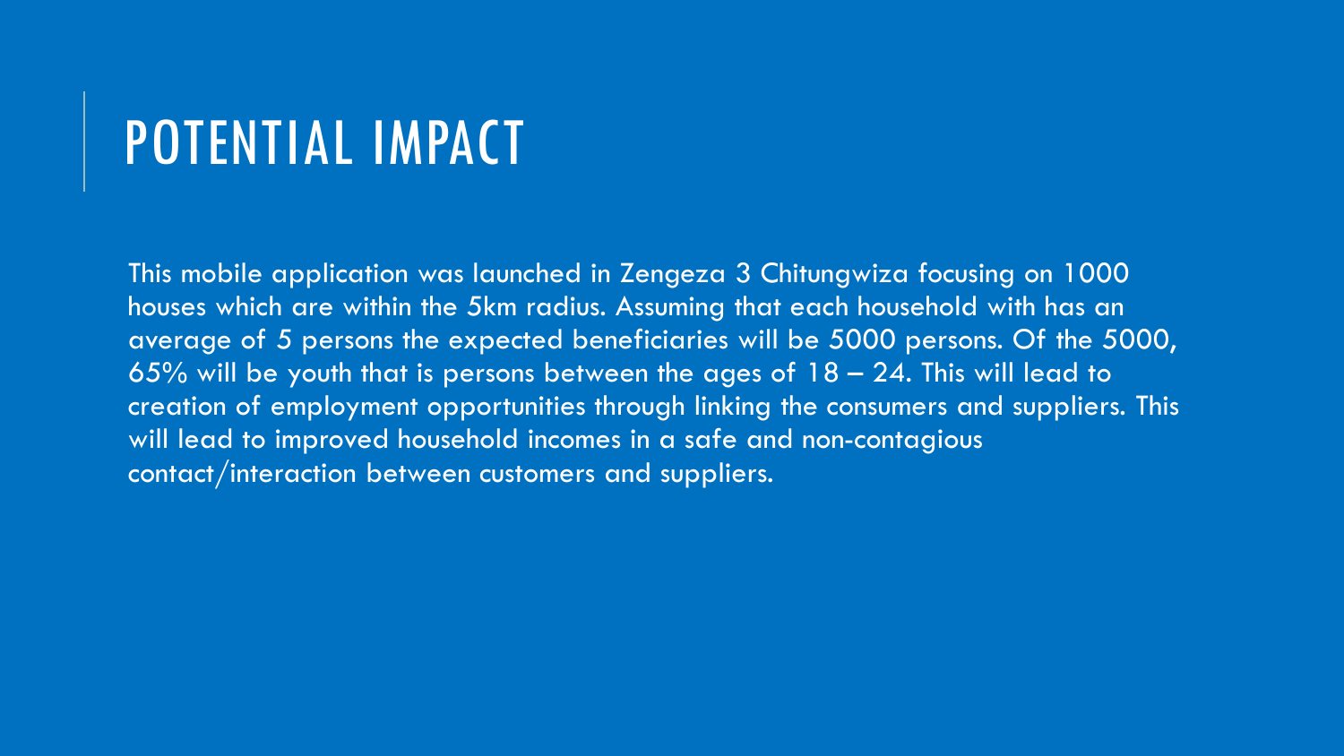# POTENTIAL IMPACT

This mobile application was launched in Zengeza 3 Chitungwiza focusing on 1000 houses which are within the 5km radius. Assuming that each household with has an average of 5 persons the expected beneficiaries will be 5000 persons. Of the 5000, 65% will be youth that is persons between the ages of 18 – 24. This will lead to creation of employment opportunities through linking the consumers and suppliers. This will lead to improved household incomes in a safe and non-contagious contact/interaction between customers and suppliers.